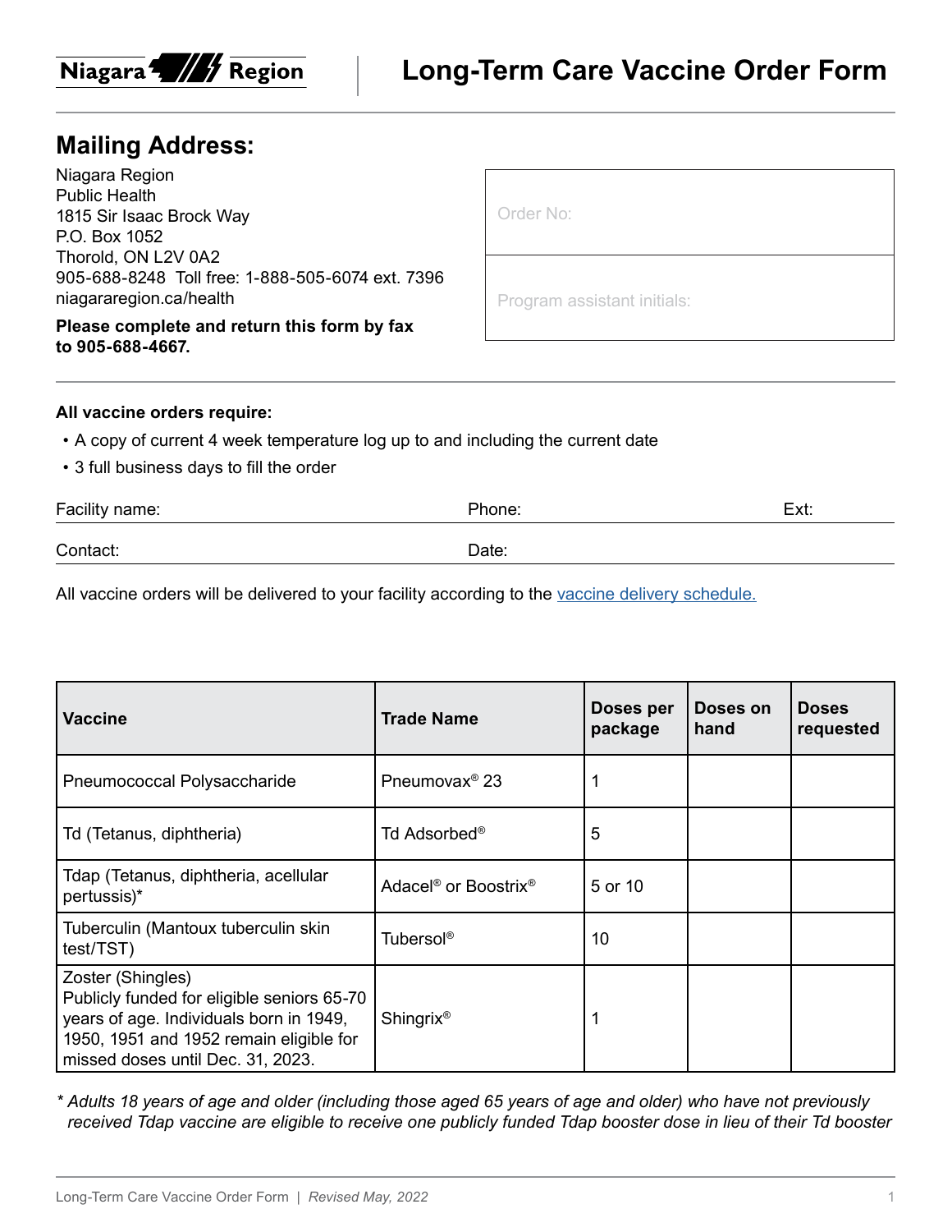Niagara Region

# Long-Term Care Vaccine Order Form

## Mailing Address:

Niagara Region
Public Health
1815 Sir Isaac Brock Way
P.O. Box 1052
Thorold, ON L2V 0A2
905-688-8248 Toll free: 1-888-505-6074 ext. 7396
niagararegion.ca/health

**Please complete and return this form by fax to 905-688-4667.**

| Order No: |
| --- |
| Program assistant initials: |

**All vaccine orders require:**

- A copy of current 4 week temperature log up to and including the current date
- 3 full business days to fill the order

Facility name: Phone: Ext:

Contact: Date:

All vaccine orders will be delivered to your facility according to the vaccine delivery schedule.

| Vaccine | Trade Name | Doses per package | Doses on hand | Doses requested |
| --- | --- | --- | --- | --- |
| Pneumococcal Polysaccharide | Pneumovax® 23 | 1 | | |
| Td (Tetanus, diphtheria) | Td Adsorbed® | 5 | | |
| Tdap (Tetanus, diphtheria, acellular pertussis)* | Adacel® or Boostrix® | 5 or 10 | | |
| Tuberculin (Mantoux tuberculin skin test/TST) | Tubersol® | 10 | | |
| Zoster (Shingles) Publicly funded for eligible seniors 65-70 years of age. Individuals born in 1949, 1950, 1951 and 1952 remain eligible for missed doses until Dec. 31, 2023. | Shingrix® | 1 | | |

*\* Adults 18 years of age and older (including those aged 65 years of age and older) who have not previously received Tdap vaccine are eligible to receive one publicly funded Tdap booster dose in lieu of their Td booster*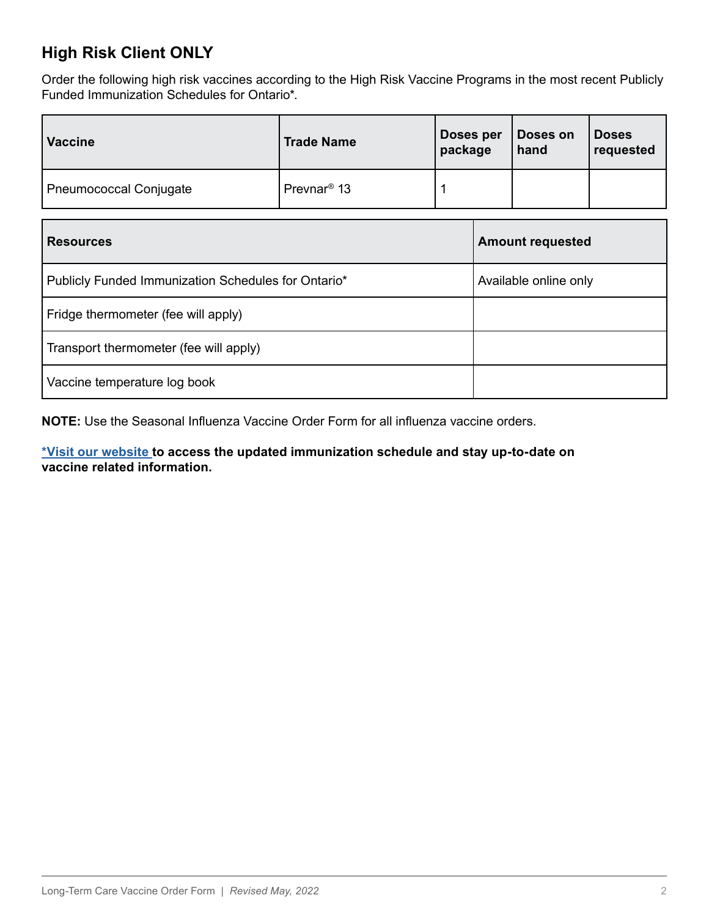## High Risk Client ONLY

Order the following high risk vaccines according to the High Risk Vaccine Programs in the most recent Publicly Funded Immunization Schedules for Ontario*.

| Vaccine | Trade Name | Doses per package | Doses on hand | Doses requested |
|---|---|---|---|---|
| Pneumococcal Conjugate | Prevnar® 13 | 1 | | |

| Resources | Amount requested |
|---|---|
| Publicly Funded Immunization Schedules for Ontario* | Available online only |
| Fridge thermometer (fee will apply) | |
| Transport thermometer (fee will apply) | |
| Vaccine temperature log book | |

**NOTE:** Use the Seasonal Influenza Vaccine Order Form for all influenza vaccine orders.

**\*Visit our website to access the updated immunization schedule and stay up-to-date on vaccine related information.**